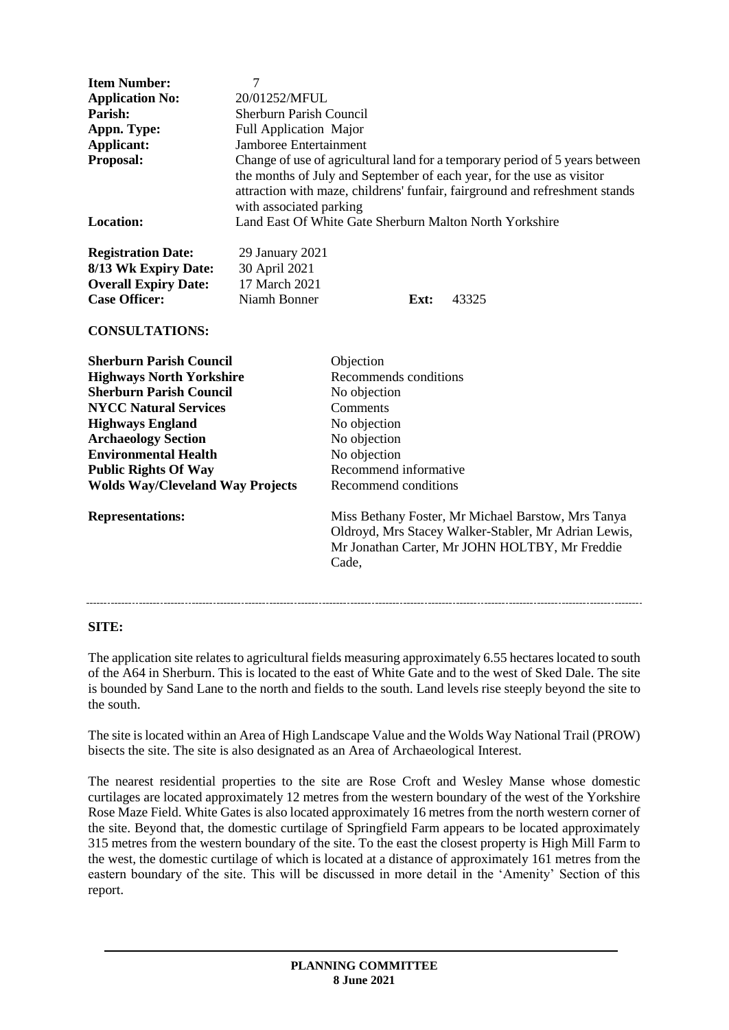| | |
|---|---|
| **Item Number:** | 7 |
| **Application No:** | 20/01252/MFUL |
| **Parish:** | Sherburn Parish Council |
| **Appn. Type:** | Full Application Major |
| **Applicant:** | Jamboree Entertainment |
| **Proposal:** | Change of use of agricultural land for a temporary period of 5 years between the months of July and September of each year, for the use as visitor attraction with maze, childrens' funfair, fairground and refreshment stands with associated parking |
| **Location:** | Land East Of White Gate Sherburn Malton North Yorkshire |

| | | | |
|---|---|---|---|
| **Registration Date:** | 29 January 2021 | | |
| **8/13 Wk Expiry Date:** | 30 April 2021 | | |
| **Overall Expiry Date:** | 17 March 2021 | | |
| **Case Officer:** | Niamh Bonner | **Ext:** | 43325 |

**CONSULTATIONS:**

| | |
|---|---|
| **Sherburn Parish Council** | Objection |
| **Highways North Yorkshire** | Recommends conditions |
| **Sherburn Parish Council** | No objection |
| **NYCC Natural Services** | Comments |
| **Highways England** | No objection |
| **Archaeology Section** | No objection |
| **Environmental Health** | No objection |
| **Public Rights Of Way** | Recommend informative |
| **Wolds Way/Cleveland Way Projects** | Recommend conditions |

**Representations:** Miss Bethany Foster, Mr Michael Barstow, Mrs Tanya Oldroyd, Mrs Stacey Walker-Stabler, Mr Adrian Lewis, Mr Jonathan Carter, Mr JOHN HOLTBY, Mr Freddie Cade,

---

**SITE:**

The application site relates to agricultural fields measuring approximately 6.55 hectares located to south of the A64 in Sherburn. This is located to the east of White Gate and to the west of Sked Dale. The site is bounded by Sand Lane to the north and fields to the south. Land levels rise steeply beyond the site to the south.

The site is located within an Area of High Landscape Value and the Wolds Way National Trail (PROW) bisects the site. The site is also designated as an Area of Archaeological Interest.

The nearest residential properties to the site are Rose Croft and Wesley Manse whose domestic curtilages are located approximately 12 metres from the western boundary of the west of the Yorkshire Rose Maze Field. White Gates is also located approximately 16 metres from the north western corner of the site. Beyond that, the domestic curtilage of Springfield Farm appears to be located approximately 315 metres from the western boundary of the site. To the east the closest property is High Mill Farm to the west, the domestic curtilage of which is located at a distance of approximately 161 metres from the eastern boundary of the site. This will be discussed in more detail in the 'Amenity' Section of this report.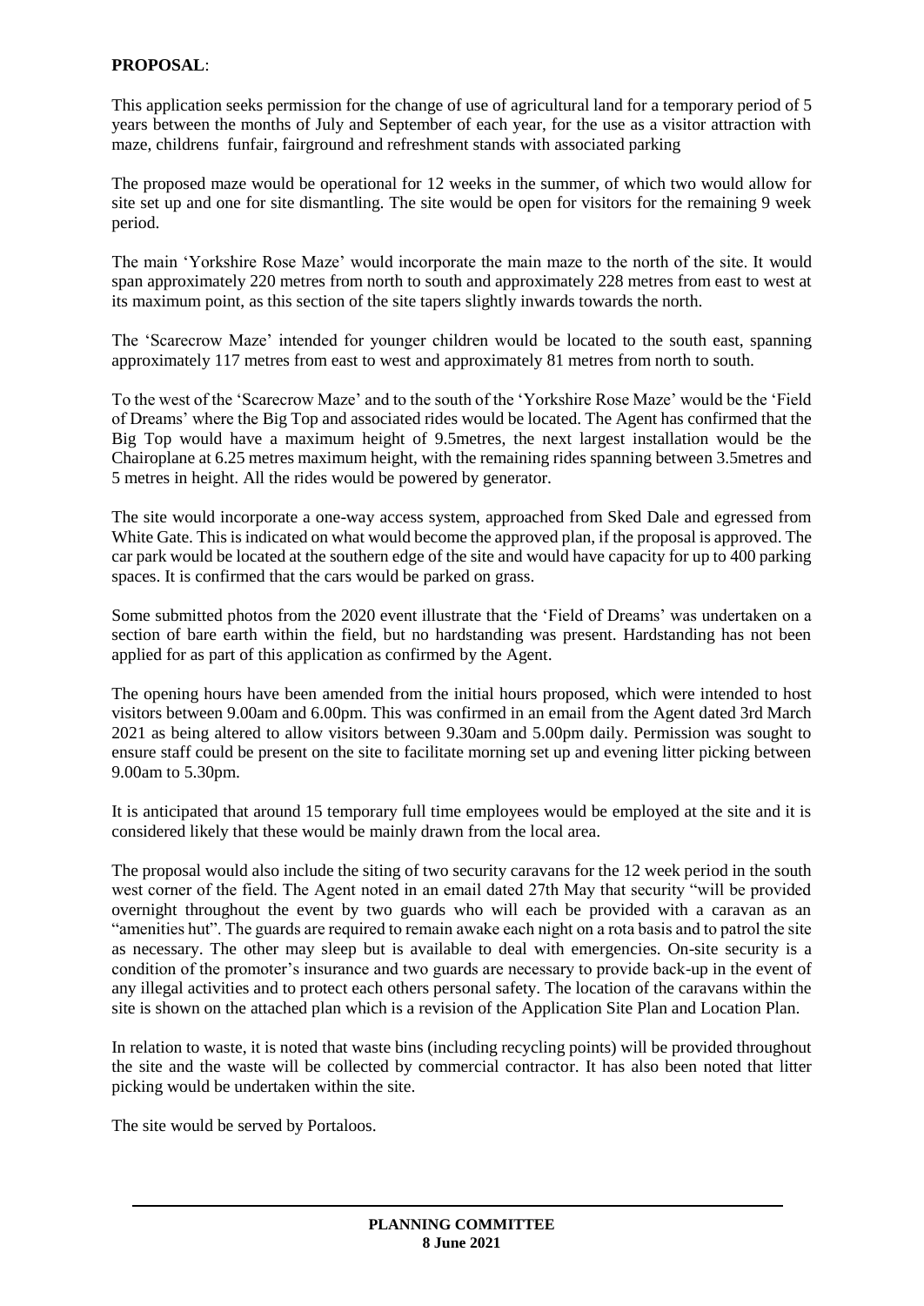**PROPOSAL**:

This application seeks permission for the change of use of agricultural land for a temporary period of 5 years between the months of July and September of each year, for the use as a visitor attraction with maze, childrens funfair, fairground and refreshment stands with associated parking

The proposed maze would be operational for 12 weeks in the summer, of which two would allow for site set up and one for site dismantling. The site would be open for visitors for the remaining 9 week period.

The main 'Yorkshire Rose Maze' would incorporate the main maze to the north of the site. It would span approximately 220 metres from north to south and approximately 228 metres from east to west at its maximum point, as this section of the site tapers slightly inwards towards the north.

The 'Scarecrow Maze' intended for younger children would be located to the south east, spanning approximately 117 metres from east to west and approximately 81 metres from north to south.

To the west of the 'Scarecrow Maze' and to the south of the 'Yorkshire Rose Maze' would be the 'Field of Dreams' where the Big Top and associated rides would be located. The Agent has confirmed that the Big Top would have a maximum height of 9.5metres, the next largest installation would be the Chairoplane at 6.25 metres maximum height, with the remaining rides spanning between 3.5metres and 5 metres in height. All the rides would be powered by generator.

The site would incorporate a one-way access system, approached from Sked Dale and egressed from White Gate. This is indicated on what would become the approved plan, if the proposal is approved. The car park would be located at the southern edge of the site and would have capacity for up to 400 parking spaces. It is confirmed that the cars would be parked on grass.

Some submitted photos from the 2020 event illustrate that the 'Field of Dreams' was undertaken on a section of bare earth within the field, but no hardstanding was present. Hardstanding has not been applied for as part of this application as confirmed by the Agent.

The opening hours have been amended from the initial hours proposed, which were intended to host visitors between 9.00am and 6.00pm. This was confirmed in an email from the Agent dated 3rd March 2021 as being altered to allow visitors between 9.30am and 5.00pm daily. Permission was sought to ensure staff could be present on the site to facilitate morning set up and evening litter picking between 9.00am to 5.30pm.

It is anticipated that around 15 temporary full time employees would be employed at the site and it is considered likely that these would be mainly drawn from the local area.

The proposal would also include the siting of two security caravans for the 12 week period in the south west corner of the field. The Agent noted in an email dated 27th May that security "will be provided overnight throughout the event by two guards who will each be provided with a caravan as an "amenities hut". The guards are required to remain awake each night on a rota basis and to patrol the site as necessary. The other may sleep but is available to deal with emergencies. On-site security is a condition of the promoter's insurance and two guards are necessary to provide back-up in the event of any illegal activities and to protect each others personal safety. The location of the caravans within the site is shown on the attached plan which is a revision of the Application Site Plan and Location Plan.

In relation to waste, it is noted that waste bins (including recycling points) will be provided throughout the site and the waste will be collected by commercial contractor. It has also been noted that litter picking would be undertaken within the site.

The site would be served by Portaloos.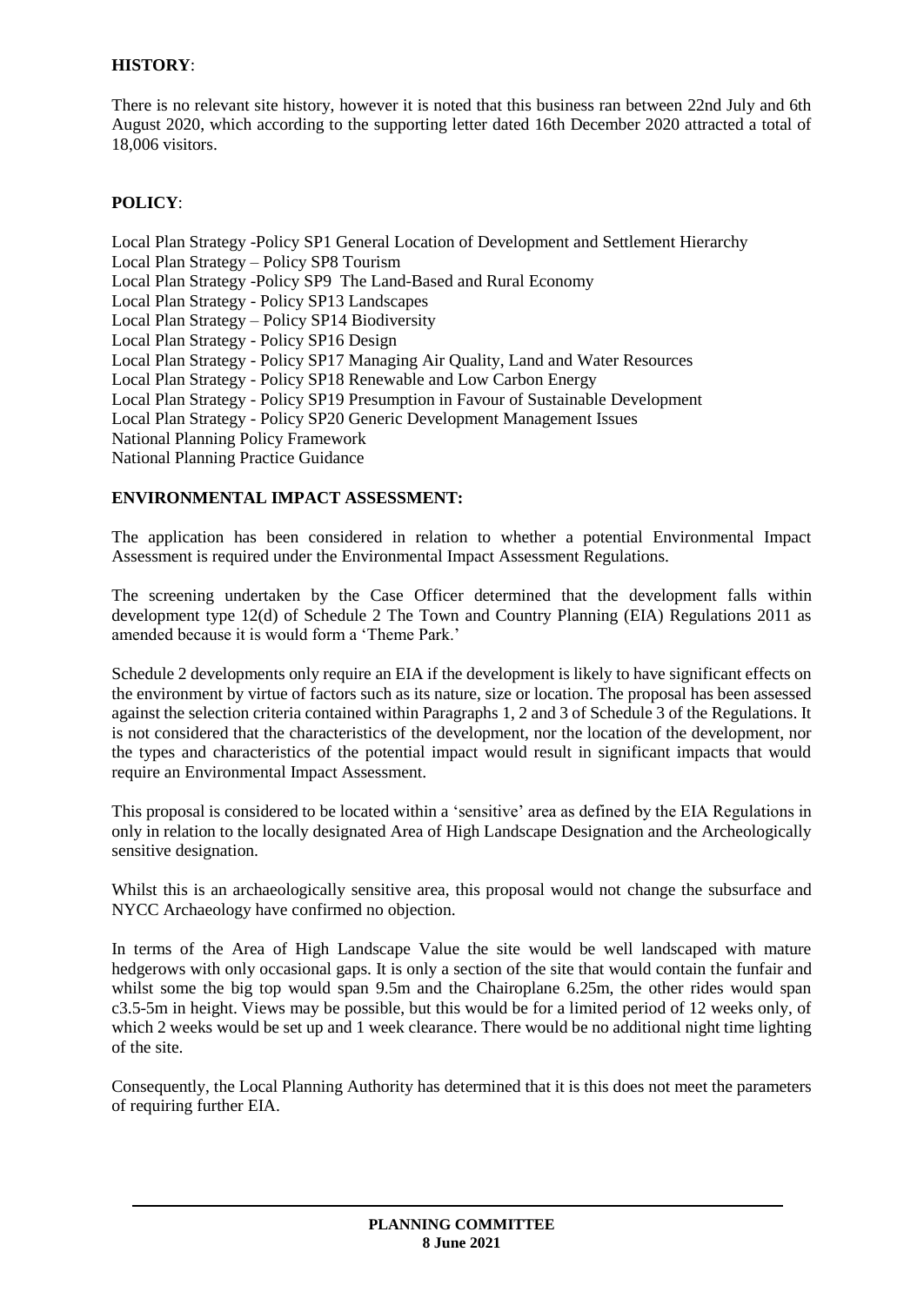**HISTORY**:

There is no relevant site history, however it is noted that this business ran between 22nd July and 6th August 2020, which according to the supporting letter dated 16th December 2020 attracted a total of 18,006 visitors.

**POLICY**:

Local Plan Strategy -Policy SP1 General Location of Development and Settlement Hierarchy
Local Plan Strategy – Policy SP8 Tourism
Local Plan Strategy -Policy SP9 The Land-Based and Rural Economy
Local Plan Strategy - Policy SP13 Landscapes
Local Plan Strategy – Policy SP14 Biodiversity
Local Plan Strategy - Policy SP16 Design
Local Plan Strategy - Policy SP17 Managing Air Quality, Land and Water Resources
Local Plan Strategy - Policy SP18 Renewable and Low Carbon Energy
Local Plan Strategy - Policy SP19 Presumption in Favour of Sustainable Development
Local Plan Strategy - Policy SP20 Generic Development Management Issues
National Planning Policy Framework
National Planning Practice Guidance

**ENVIRONMENTAL IMPACT ASSESSMENT:**

The application has been considered in relation to whether a potential Environmental Impact Assessment is required under the Environmental Impact Assessment Regulations.

The screening undertaken by the Case Officer determined that the development falls within development type 12(d) of Schedule 2 The Town and Country Planning (EIA) Regulations 2011 as amended because it is would form a 'Theme Park.'

Schedule 2 developments only require an EIA if the development is likely to have significant effects on the environment by virtue of factors such as its nature, size or location. The proposal has been assessed against the selection criteria contained within Paragraphs 1, 2 and 3 of Schedule 3 of the Regulations. It is not considered that the characteristics of the development, nor the location of the development, nor the types and characteristics of the potential impact would result in significant impacts that would require an Environmental Impact Assessment.

This proposal is considered to be located within a 'sensitive' area as defined by the EIA Regulations in only in relation to the locally designated Area of High Landscape Designation and the Archeologically sensitive designation.

Whilst this is an archaeologically sensitive area, this proposal would not change the subsurface and NYCC Archaeology have confirmed no objection.

In terms of the Area of High Landscape Value the site would be well landscaped with mature hedgerows with only occasional gaps. It is only a section of the site that would contain the funfair and whilst some the big top would span 9.5m and the Chairoplane 6.25m, the other rides would span c3.5-5m in height. Views may be possible, but this would be for a limited period of 12 weeks only, of which 2 weeks would be set up and 1 week clearance. There would be no additional night time lighting of the site.

Consequently, the Local Planning Authority has determined that it is this does not meet the parameters of requiring further EIA.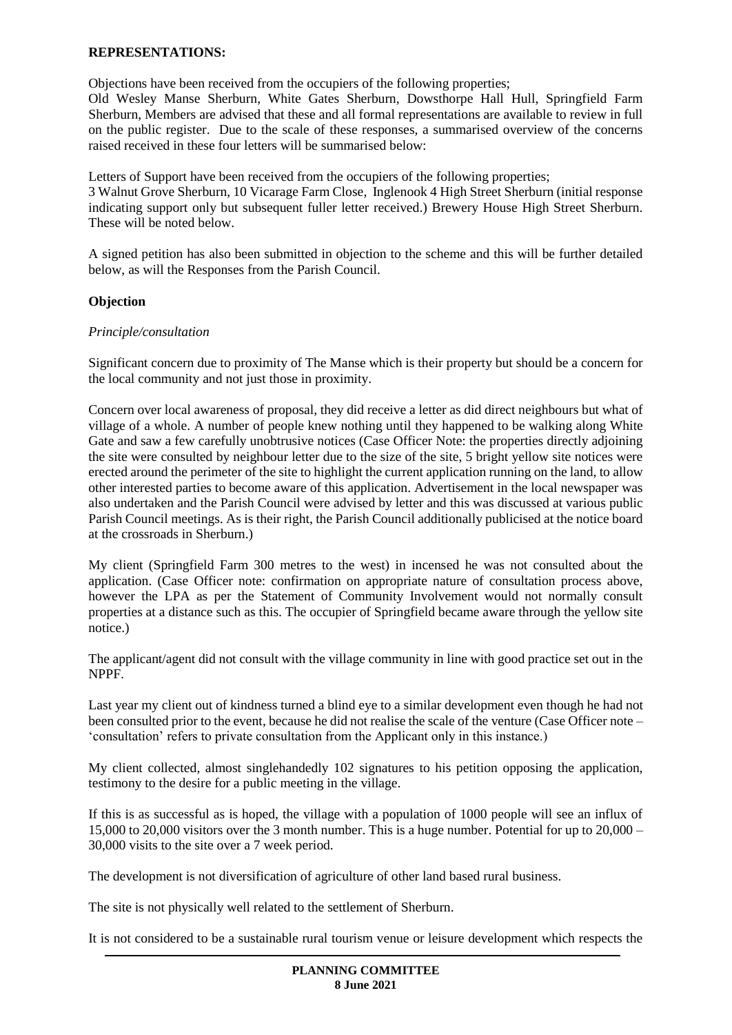**REPRESENTATIONS:**

Objections have been received from the occupiers of the following properties;
Old Wesley Manse Sherburn, White Gates Sherburn, Dowsthorpe Hall Hull, Springfield Farm Sherburn, Members are advised that these and all formal representations are available to review in full on the public register. Due to the scale of these responses, a summarised overview of the concerns raised received in these four letters will be summarised below:

Letters of Support have been received from the occupiers of the following properties;
3 Walnut Grove Sherburn, 10 Vicarage Farm Close, Inglenook 4 High Street Sherburn (initial response indicating support only but subsequent fuller letter received.) Brewery House High Street Sherburn. These will be noted below.

A signed petition has also been submitted in objection to the scheme and this will be further detailed below, as will the Responses from the Parish Council.

**Objection**

*Principle/consultation*

Significant concern due to proximity of The Manse which is their property but should be a concern for the local community and not just those in proximity.

Concern over local awareness of proposal, they did receive a letter as did direct neighbours but what of village of a whole. A number of people knew nothing until they happened to be walking along White Gate and saw a few carefully unobtrusive notices (Case Officer Note: the properties directly adjoining the site were consulted by neighbour letter due to the size of the site, 5 bright yellow site notices were erected around the perimeter of the site to highlight the current application running on the land, to allow other interested parties to become aware of this application. Advertisement in the local newspaper was also undertaken and the Parish Council were advised by letter and this was discussed at various public Parish Council meetings. As is their right, the Parish Council additionally publicised at the notice board at the crossroads in Sherburn.)

My client (Springfield Farm 300 metres to the west) in incensed he was not consulted about the application. (Case Officer note: confirmation on appropriate nature of consultation process above, however the LPA as per the Statement of Community Involvement would not normally consult properties at a distance such as this. The occupier of Springfield became aware through the yellow site notice.)

The applicant/agent did not consult with the village community in line with good practice set out in the NPPF.

Last year my client out of kindness turned a blind eye to a similar development even though he had not been consulted prior to the event, because he did not realise the scale of the venture (Case Officer note – 'consultation' refers to private consultation from the Applicant only in this instance.)

My client collected, almost singlehandedly 102 signatures to his petition opposing the application, testimony to the desire for a public meeting in the village.

If this is as successful as is hoped, the village with a population of 1000 people will see an influx of 15,000 to 20,000 visitors over the 3 month number. This is a huge number. Potential for up to 20,000 – 30,000 visits to the site over a 7 week period.

The development is not diversification of agriculture of other land based rural business.

The site is not physically well related to the settlement of Sherburn.

It is not considered to be a sustainable rural tourism venue or leisure development which respects the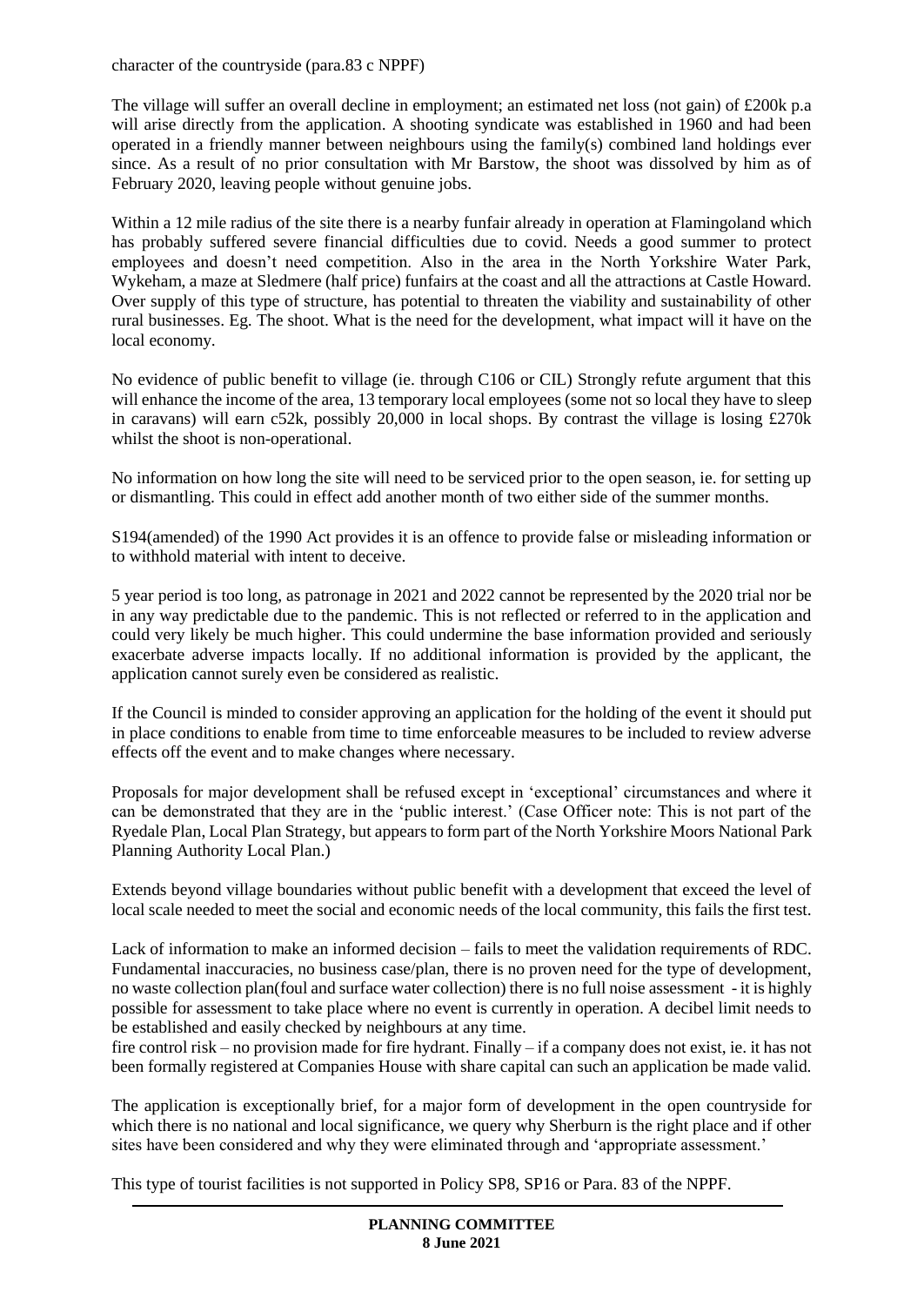character of the countryside (para.83 c NPPF)

The village will suffer an overall decline in employment; an estimated net loss (not gain) of £200k p.a will arise directly from the application. A shooting syndicate was established in 1960 and had been operated in a friendly manner between neighbours using the family(s) combined land holdings ever since. As a result of no prior consultation with Mr Barstow, the shoot was dissolved by him as of February 2020, leaving people without genuine jobs.

Within a 12 mile radius of the site there is a nearby funfair already in operation at Flamingoland which has probably suffered severe financial difficulties due to covid. Needs a good summer to protect employees and doesn't need competition. Also in the area in the North Yorkshire Water Park, Wykeham, a maze at Sledmere (half price) funfairs at the coast and all the attractions at Castle Howard. Over supply of this type of structure, has potential to threaten the viability and sustainability of other rural businesses. Eg. The shoot. What is the need for the development, what impact will it have on the local economy.

No evidence of public benefit to village (ie. through C106 or CIL) Strongly refute argument that this will enhance the income of the area, 13 temporary local employees (some not so local they have to sleep in caravans) will earn c52k, possibly 20,000 in local shops. By contrast the village is losing £270k whilst the shoot is non-operational.

No information on how long the site will need to be serviced prior to the open season, ie. for setting up or dismantling. This could in effect add another month of two either side of the summer months.

S194(amended) of the 1990 Act provides it is an offence to provide false or misleading information or to withhold material with intent to deceive.

5 year period is too long, as patronage in 2021 and 2022 cannot be represented by the 2020 trial nor be in any way predictable due to the pandemic. This is not reflected or referred to in the application and could very likely be much higher. This could undermine the base information provided and seriously exacerbate adverse impacts locally. If no additional information is provided by the applicant, the application cannot surely even be considered as realistic.

If the Council is minded to consider approving an application for the holding of the event it should put in place conditions to enable from time to time enforceable measures to be included to review adverse effects off the event and to make changes where necessary.

Proposals for major development shall be refused except in 'exceptional' circumstances and where it can be demonstrated that they are in the 'public interest.' (Case Officer note: This is not part of the Ryedale Plan, Local Plan Strategy, but appears to form part of the North Yorkshire Moors National Park Planning Authority Local Plan.)

Extends beyond village boundaries without public benefit with a development that exceed the level of local scale needed to meet the social and economic needs of the local community, this fails the first test.

Lack of information to make an informed decision – fails to meet the validation requirements of RDC. Fundamental inaccuracies, no business case/plan, there is no proven need for the type of development, no waste collection plan(foul and surface water collection) there is no full noise assessment - it is highly possible for assessment to take place where no event is currently in operation. A decibel limit needs to be established and easily checked by neighbours at any time.
fire control risk – no provision made for fire hydrant. Finally – if a company does not exist, ie. it has not been formally registered at Companies House with share capital can such an application be made valid.

The application is exceptionally brief, for a major form of development in the open countryside for which there is no national and local significance, we query why Sherburn is the right place and if other sites have been considered and why they were eliminated through and 'appropriate assessment.'

This type of tourist facilities is not supported in Policy SP8, SP16 or Para. 83 of the NPPF.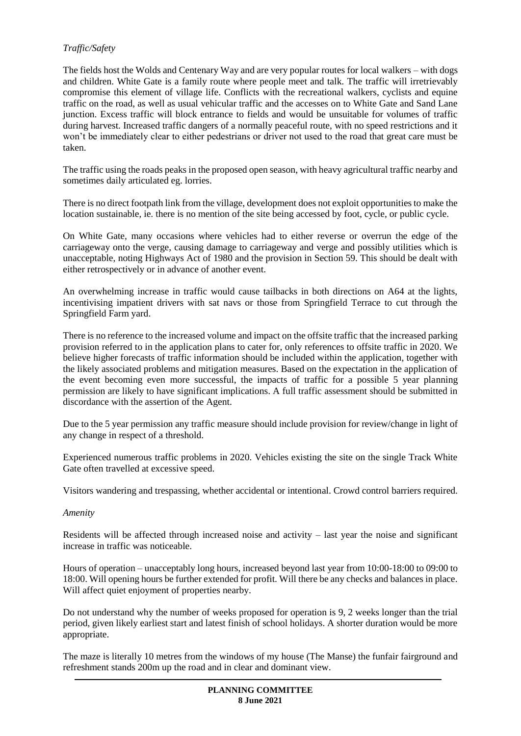*Traffic/Safety*

The fields host the Wolds and Centenary Way and are very popular routes for local walkers – with dogs and children. White Gate is a family route where people meet and talk. The traffic will irretrievably compromise this element of village life. Conflicts with the recreational walkers, cyclists and equine traffic on the road, as well as usual vehicular traffic and the accesses on to White Gate and Sand Lane junction. Excess traffic will block entrance to fields and would be unsuitable for volumes of traffic during harvest. Increased traffic dangers of a normally peaceful route, with no speed restrictions and it won't be immediately clear to either pedestrians or driver not used to the road that great care must be taken.

The traffic using the roads peaks in the proposed open season, with heavy agricultural traffic nearby and sometimes daily articulated eg. lorries.

There is no direct footpath link from the village, development does not exploit opportunities to make the location sustainable, ie. there is no mention of the site being accessed by foot, cycle, or public cycle.

On White Gate, many occasions where vehicles had to either reverse or overrun the edge of the carriageway onto the verge, causing damage to carriageway and verge and possibly utilities which is unacceptable, noting Highways Act of 1980 and the provision in Section 59. This should be dealt with either retrospectively or in advance of another event.

An overwhelming increase in traffic would cause tailbacks in both directions on A64 at the lights, incentivising impatient drivers with sat navs or those from Springfield Terrace to cut through the Springfield Farm yard.

There is no reference to the increased volume and impact on the offsite traffic that the increased parking provision referred to in the application plans to cater for, only references to offsite traffic in 2020. We believe higher forecasts of traffic information should be included within the application, together with the likely associated problems and mitigation measures. Based on the expectation in the application of the event becoming even more successful, the impacts of traffic for a possible 5 year planning permission are likely to have significant implications. A full traffic assessment should be submitted in discordance with the assertion of the Agent.

Due to the 5 year permission any traffic measure should include provision for review/change in light of any change in respect of a threshold.

Experienced numerous traffic problems in 2020. Vehicles existing the site on the single Track White Gate often travelled at excessive speed.

Visitors wandering and trespassing, whether accidental or intentional. Crowd control barriers required.

*Amenity*

Residents will be affected through increased noise and activity – last year the noise and significant increase in traffic was noticeable.

Hours of operation – unacceptably long hours, increased beyond last year from 10:00-18:00 to 09:00 to 18:00. Will opening hours be further extended for profit. Will there be any checks and balances in place. Will affect quiet enjoyment of properties nearby.

Do not understand why the number of weeks proposed for operation is 9, 2 weeks longer than the trial period, given likely earliest start and latest finish of school holidays. A shorter duration would be more appropriate.

The maze is literally 10 metres from the windows of my house (The Manse) the funfair fairground and refreshment stands 200m up the road and in clear and dominant view.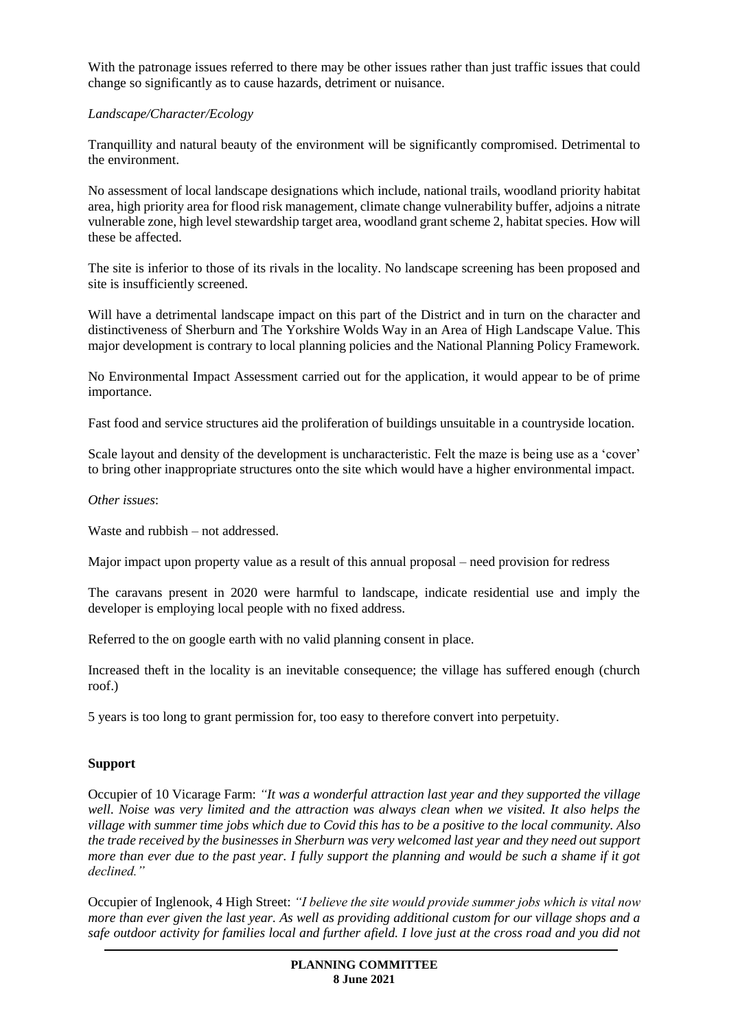With the patronage issues referred to there may be other issues rather than just traffic issues that could change so significantly as to cause hazards, detriment or nuisance.

*Landscape/Character/Ecology*

Tranquillity and natural beauty of the environment will be significantly compromised. Detrimental to the environment.

No assessment of local landscape designations which include, national trails, woodland priority habitat area, high priority area for flood risk management, climate change vulnerability buffer, adjoins a nitrate vulnerable zone, high level stewardship target area, woodland grant scheme 2, habitat species. How will these be affected.

The site is inferior to those of its rivals in the locality. No landscape screening has been proposed and site is insufficiently screened.

Will have a detrimental landscape impact on this part of the District and in turn on the character and distinctiveness of Sherburn and The Yorkshire Wolds Way in an Area of High Landscape Value. This major development is contrary to local planning policies and the National Planning Policy Framework.

No Environmental Impact Assessment carried out for the application, it would appear to be of prime importance.

Fast food and service structures aid the proliferation of buildings unsuitable in a countryside location.

Scale layout and density of the development is uncharacteristic. Felt the maze is being use as a 'cover' to bring other inappropriate structures onto the site which would have a higher environmental impact.

*Other issues*:

Waste and rubbish – not addressed.

Major impact upon property value as a result of this annual proposal – need provision for redress

The caravans present in 2020 were harmful to landscape, indicate residential use and imply the developer is employing local people with no fixed address.

Referred to the on google earth with no valid planning consent in place.

Increased theft in the locality is an inevitable consequence; the village has suffered enough (church roof.)

5 years is too long to grant permission for, too easy to therefore convert into perpetuity.

**Support**

Occupier of 10 Vicarage Farm: *"It was a wonderful attraction last year and they supported the village well. Noise was very limited and the attraction was always clean when we visited. It also helps the village with summer time jobs which due to Covid this has to be a positive to the local community. Also the trade received by the businesses in Sherburn was very welcomed last year and they need out support more than ever due to the past year. I fully support the planning and would be such a shame if it got declined."*

Occupier of Inglenook, 4 High Street: *"I believe the site would provide summer jobs which is vital now more than ever given the last year. As well as providing additional custom for our village shops and a safe outdoor activity for families local and further afield. I love just at the cross road and you did not*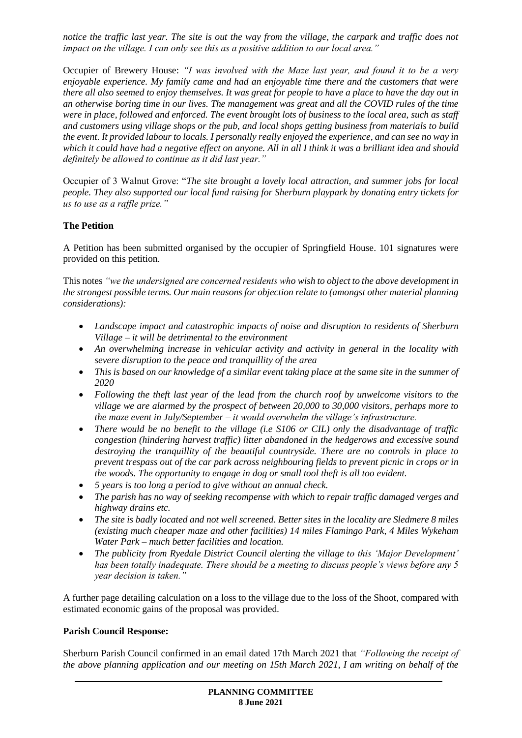*notice the traffic last year. The site is out the way from the village, the carpark and traffic does not impact on the village. I can only see this as a positive addition to our local area."*

Occupier of Brewery House: *"I was involved with the Maze last year, and found it to be a very enjoyable experience. My family came and had an enjoyable time there and the customers that were there all also seemed to enjoy themselves. It was great for people to have a place to have the day out in an otherwise boring time in our lives. The management was great and all the COVID rules of the time were in place, followed and enforced. The event brought lots of business to the local area, such as staff and customers using village shops or the pub, and local shops getting business from materials to build the event. It provided labour to locals. I personally really enjoyed the experience, and can see no way in which it could have had a negative effect on anyone. All in all I think it was a brilliant idea and should definitely be allowed to continue as it did last year."*

Occupier of 3 Walnut Grove: "*The site brought a lovely local attraction, and summer jobs for local people. They also supported our local fund raising for Sherburn playpark by donating entry tickets for us to use as a raffle prize."*

**The Petition**

A Petition has been submitted organised by the occupier of Springfield House. 101 signatures were provided on this petition.

This notes *"we the undersigned are concerned residents who wish to object to the above development in the strongest possible terms. Our main reasons for objection relate to (amongst other material planning considerations):*

- *Landscape impact and catastrophic impacts of noise and disruption to residents of Sherburn Village – it will be detrimental to the environment*
- *An overwhelming increase in vehicular activity and activity in general in the locality with severe disruption to the peace and tranquillity of the area*
- *This is based on our knowledge of a similar event taking place at the same site in the summer of 2020*
- *Following the theft last year of the lead from the church roof by unwelcome visitors to the village we are alarmed by the prospect of between 20,000 to 30,000 visitors, perhaps more to the maze event in July/September – it would overwhelm the village's infrastructure.*
- *There would be no benefit to the village (i.e S106 or CIL) only the disadvantage of traffic congestion (hindering harvest traffic) litter abandoned in the hedgerows and excessive sound destroying the tranquillity of the beautiful countryside. There are no controls in place to prevent trespass out of the car park across neighbouring fields to prevent picnic in crops or in the woods. The opportunity to engage in dog or small tool theft is all too evident.*
- *5 years is too long a period to give without an annual check.*
- *The parish has no way of seeking recompense with which to repair traffic damaged verges and highway drains etc.*
- *The site is badly located and not well screened. Better sites in the locality are Sledmere 8 miles (existing much cheaper maze and other facilities) 14 miles Flamingo Park, 4 Miles Wykeham Water Park – much better facilities and location.*
- *The publicity from Ryedale District Council alerting the village to this 'Major Development' has been totally inadequate. There should be a meeting to discuss people's views before any 5 year decision is taken."*

A further page detailing calculation on a loss to the village due to the loss of the Shoot, compared with estimated economic gains of the proposal was provided.

**Parish Council Response:**

Sherburn Parish Council confirmed in an email dated 17th March 2021 that *"Following the receipt of the above planning application and our meeting on 15th March 2021, I am writing on behalf of the*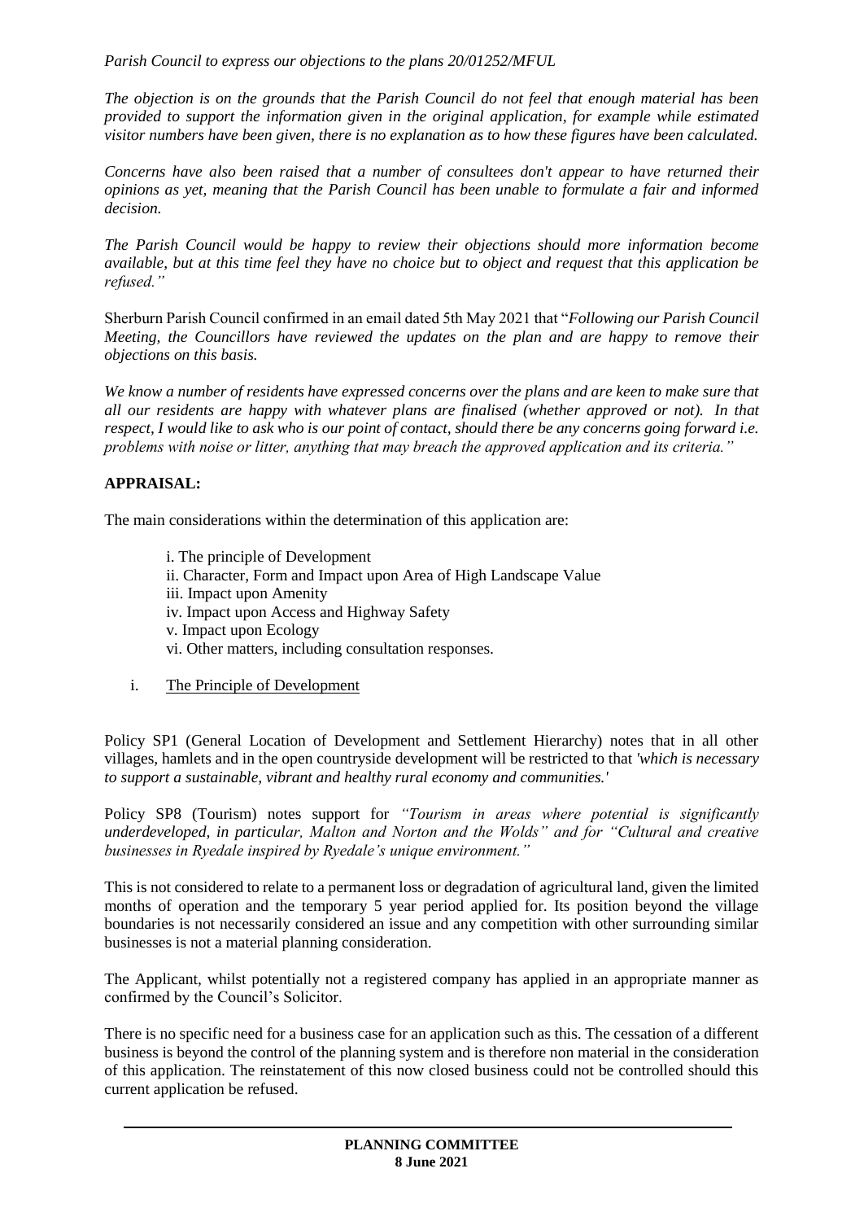*Parish Council to express our objections to the plans 20/01252/MFUL*

*The objection is on the grounds that the Parish Council do not feel that enough material has been provided to support the information given in the original application, for example while estimated visitor numbers have been given, there is no explanation as to how these figures have been calculated.*

*Concerns have also been raised that a number of consultees don't appear to have returned their opinions as yet, meaning that the Parish Council has been unable to formulate a fair and informed decision.*

*The Parish Council would be happy to review their objections should more information become available, but at this time feel they have no choice but to object and request that this application be refused."*

Sherburn Parish Council confirmed in an email dated 5th May 2021 that "*Following our Parish Council Meeting, the Councillors have reviewed the updates on the plan and are happy to remove their objections on this basis.*

*We know a number of residents have expressed concerns over the plans and are keen to make sure that all our residents are happy with whatever plans are finalised (whether approved or not). In that respect, I would like to ask who is our point of contact, should there be any concerns going forward i.e. problems with noise or litter, anything that may breach the approved application and its criteria."*

**APPRAISAL:**

The main considerations within the determination of this application are:

i. The principle of Development
ii. Character, Form and Impact upon Area of High Landscape Value
iii. Impact upon Amenity
iv. Impact upon Access and Highway Safety
v. Impact upon Ecology
vi. Other matters, including consultation responses.

i. The Principle of Development

Policy SP1 (General Location of Development and Settlement Hierarchy) notes that in all other villages, hamlets and in the open countryside development will be restricted to that *'which is necessary to support a sustainable, vibrant and healthy rural economy and communities.'*

Policy SP8 (Tourism) notes support for *"Tourism in areas where potential is significantly underdeveloped, in particular, Malton and Norton and the Wolds"* and for *"Cultural and creative businesses in Ryedale inspired by Ryedale's unique environment."*

This is not considered to relate to a permanent loss or degradation of agricultural land, given the limited months of operation and the temporary 5 year period applied for. Its position beyond the village boundaries is not necessarily considered an issue and any competition with other surrounding similar businesses is not a material planning consideration.

The Applicant, whilst potentially not a registered company has applied in an appropriate manner as confirmed by the Council's Solicitor.

There is no specific need for a business case for an application such as this. The cessation of a different business is beyond the control of the planning system and is therefore non material in the consideration of this application. The reinstatement of this now closed business could not be controlled should this current application be refused.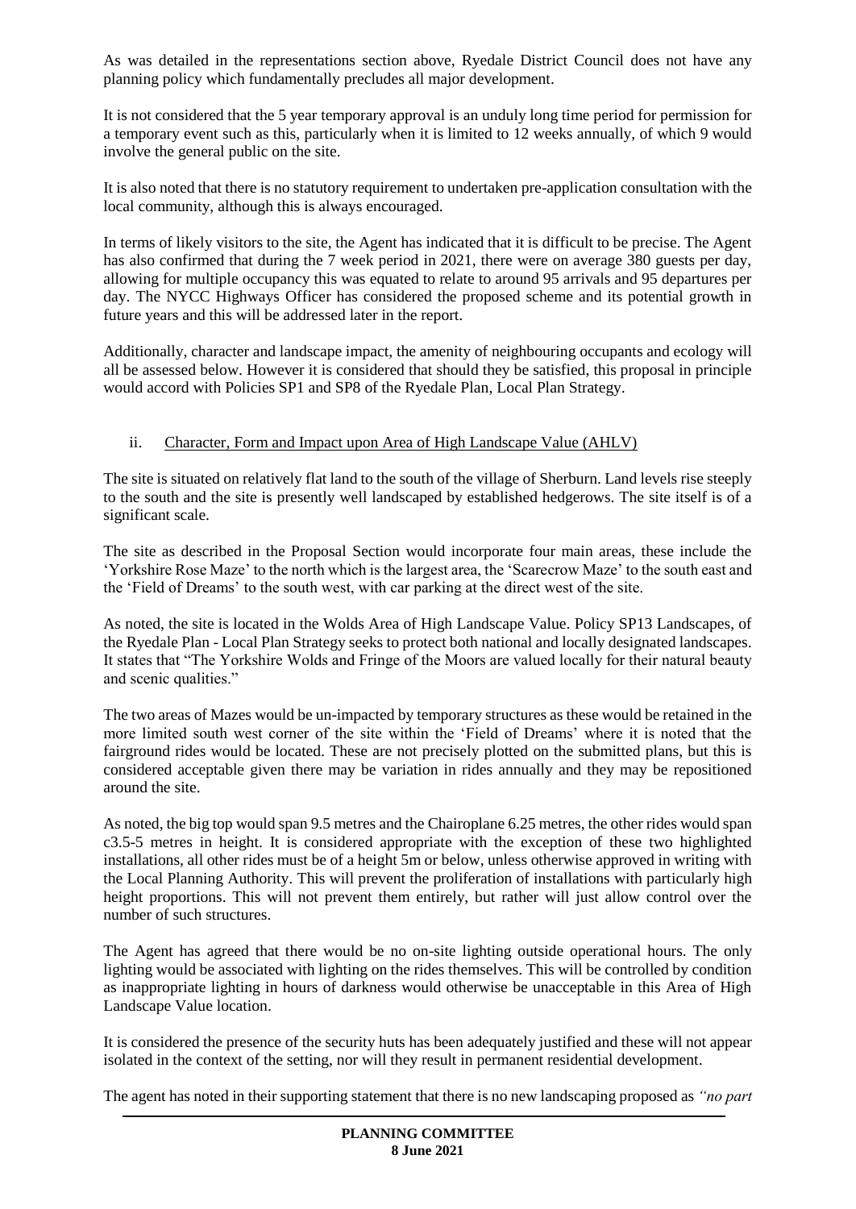As was detailed in the representations section above, Ryedale District Council does not have any planning policy which fundamentally precludes all major development.

It is not considered that the 5 year temporary approval is an unduly long time period for permission for a temporary event such as this, particularly when it is limited to 12 weeks annually, of which 9 would involve the general public on the site.

It is also noted that there is no statutory requirement to undertaken pre-application consultation with the local community, although this is always encouraged.

In terms of likely visitors to the site, the Agent has indicated that it is difficult to be precise. The Agent has also confirmed that during the 7 week period in 2021, there were on average 380 guests per day, allowing for multiple occupancy this was equated to relate to around 95 arrivals and 95 departures per day. The NYCC Highways Officer has considered the proposed scheme and its potential growth in future years and this will be addressed later in the report.

Additionally, character and landscape impact, the amenity of neighbouring occupants and ecology will all be assessed below. However it is considered that should they be satisfied, this proposal in principle would accord with Policies SP1 and SP8 of the Ryedale Plan, Local Plan Strategy.

ii. Character, Form and Impact upon Area of High Landscape Value (AHLV)

The site is situated on relatively flat land to the south of the village of Sherburn. Land levels rise steeply to the south and the site is presently well landscaped by established hedgerows. The site itself is of a significant scale.

The site as described in the Proposal Section would incorporate four main areas, these include the 'Yorkshire Rose Maze' to the north which is the largest area, the 'Scarecrow Maze' to the south east and the 'Field of Dreams' to the south west, with car parking at the direct west of the site.

As noted, the site is located in the Wolds Area of High Landscape Value. Policy SP13 Landscapes, of the Ryedale Plan - Local Plan Strategy seeks to protect both national and locally designated landscapes. It states that "The Yorkshire Wolds and Fringe of the Moors are valued locally for their natural beauty and scenic qualities."

The two areas of Mazes would be un-impacted by temporary structures as these would be retained in the more limited south west corner of the site within the 'Field of Dreams' where it is noted that the fairground rides would be located. These are not precisely plotted on the submitted plans, but this is considered acceptable given there may be variation in rides annually and they may be repositioned around the site.

As noted, the big top would span 9.5 metres and the Chairoplane 6.25 metres, the other rides would span c3.5-5 metres in height. It is considered appropriate with the exception of these two highlighted installations, all other rides must be of a height 5m or below, unless otherwise approved in writing with the Local Planning Authority. This will prevent the proliferation of installations with particularly high height proportions. This will not prevent them entirely, but rather will just allow control over the number of such structures.

The Agent has agreed that there would be no on-site lighting outside operational hours. The only lighting would be associated with lighting on the rides themselves. This will be controlled by condition as inappropriate lighting in hours of darkness would otherwise be unacceptable in this Area of High Landscape Value location.

It is considered the presence of the security huts has been adequately justified and these will not appear isolated in the context of the setting, nor will they result in permanent residential development.

The agent has noted in their supporting statement that there is no new landscaping proposed as *"no part*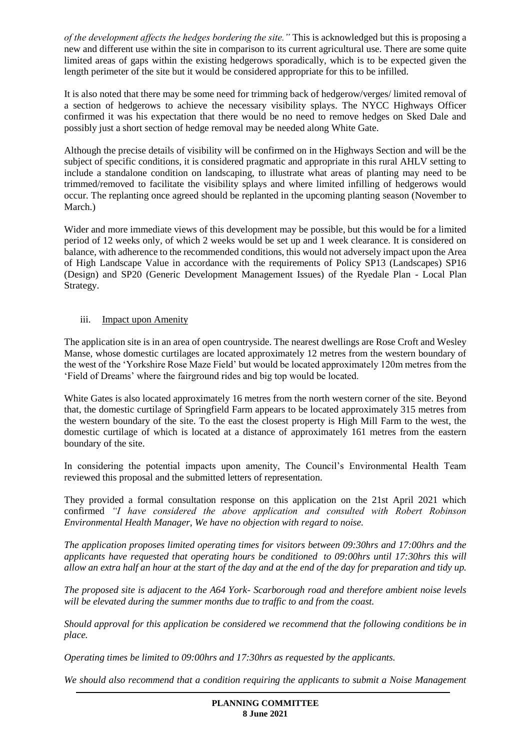*of the development affects the hedges bordering the site."* This is acknowledged but this is proposing a new and different use within the site in comparison to its current agricultural use. There are some quite limited areas of gaps within the existing hedgerows sporadically, which is to be expected given the length perimeter of the site but it would be considered appropriate for this to be infilled.

It is also noted that there may be some need for trimming back of hedgerow/verges/ limited removal of a section of hedgerows to achieve the necessary visibility splays. The NYCC Highways Officer confirmed it was his expectation that there would be no need to remove hedges on Sked Dale and possibly just a short section of hedge removal may be needed along White Gate.

Although the precise details of visibility will be confirmed on in the Highways Section and will be the subject of specific conditions, it is considered pragmatic and appropriate in this rural AHLV setting to include a standalone condition on landscaping, to illustrate what areas of planting may need to be trimmed/removed to facilitate the visibility splays and where limited infilling of hedgerows would occur. The replanting once agreed should be replanted in the upcoming planting season (November to March.)

Wider and more immediate views of this development may be possible, but this would be for a limited period of 12 weeks only, of which 2 weeks would be set up and 1 week clearance. It is considered on balance, with adherence to the recommended conditions, this would not adversely impact upon the Area of High Landscape Value in accordance with the requirements of Policy SP13 (Landscapes) SP16 (Design) and SP20 (Generic Development Management Issues) of the Ryedale Plan - Local Plan Strategy.

iii. Impact upon Amenity

The application site is in an area of open countryside. The nearest dwellings are Rose Croft and Wesley Manse, whose domestic curtilages are located approximately 12 metres from the western boundary of the west of the 'Yorkshire Rose Maze Field' but would be located approximately 120m metres from the 'Field of Dreams' where the fairground rides and big top would be located.

White Gates is also located approximately 16 metres from the north western corner of the site. Beyond that, the domestic curtilage of Springfield Farm appears to be located approximately 315 metres from the western boundary of the site. To the east the closest property is High Mill Farm to the west, the domestic curtilage of which is located at a distance of approximately 161 metres from the eastern boundary of the site.

In considering the potential impacts upon amenity, The Council's Environmental Health Team reviewed this proposal and the submitted letters of representation.

They provided a formal consultation response on this application on the 21st April 2021 which confirmed *"I have considered the above application and consulted with Robert Robinson Environmental Health Manager, We have no objection with regard to noise.*

*The application proposes limited operating times for visitors between 09:30hrs and 17:00hrs and the applicants have requested that operating hours be conditioned to 09:00hrs until 17:30hrs this will allow an extra half an hour at the start of the day and at the end of the day for preparation and tidy up.*

*The proposed site is adjacent to the A64 York- Scarborough road and therefore ambient noise levels will be elevated during the summer months due to traffic to and from the coast.*

*Should approval for this application be considered we recommend that the following conditions be in place.*

*Operating times be limited to 09:00hrs and 17:30hrs as requested by the applicants.*

*We should also recommend that a condition requiring the applicants to submit a Noise Management*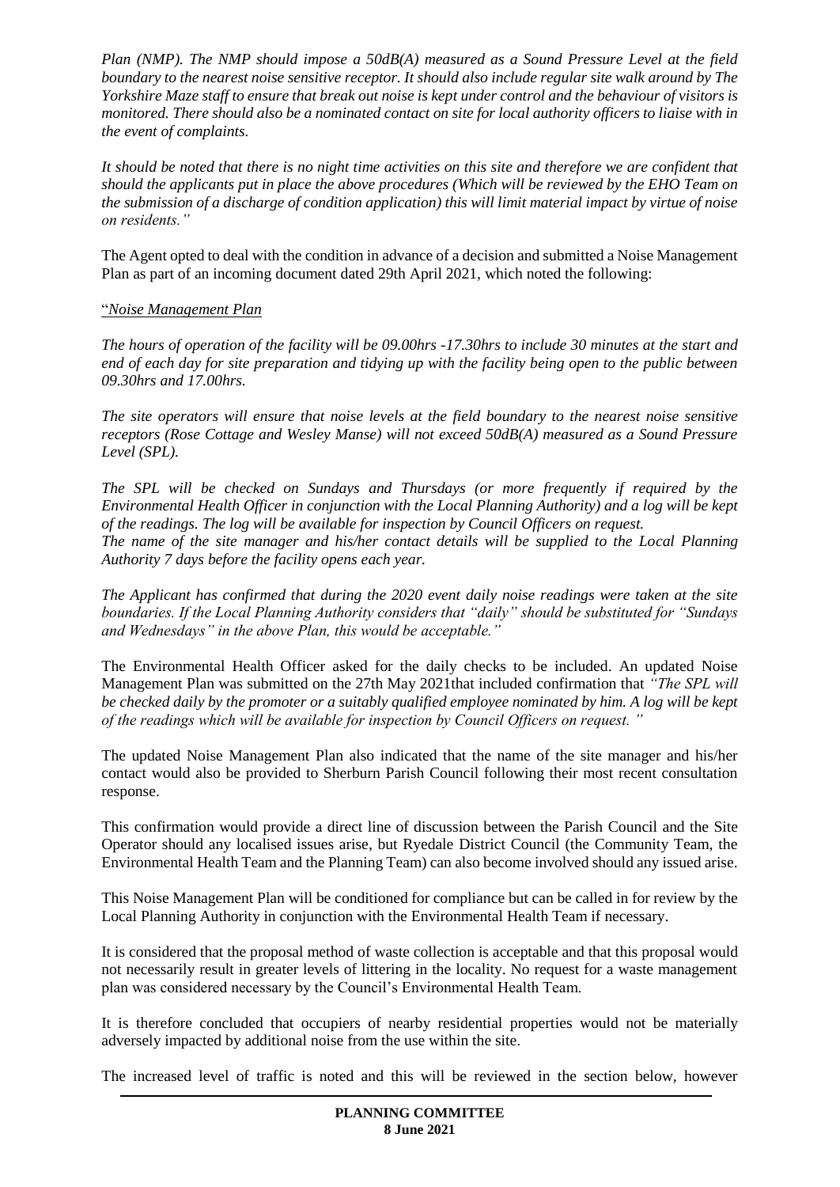*Plan (NMP). The NMP should impose a 50dB(A) measured as a Sound Pressure Level at the field boundary to the nearest noise sensitive receptor. It should also include regular site walk around by The Yorkshire Maze staff to ensure that break out noise is kept under control and the behaviour of visitors is monitored. There should also be a nominated contact on site for local authority officers to liaise with in the event of complaints.*

*It should be noted that there is no night time activities on this site and therefore we are confident that should the applicants put in place the above procedures (Which will be reviewed by the EHO Team on the submission of a discharge of condition application) this will limit material impact by virtue of noise on residents."*

The Agent opted to deal with the condition in advance of a decision and submitted a Noise Management Plan as part of an incoming document dated 29th April 2021, which noted the following:

"*Noise Management Plan*

*The hours of operation of the facility will be 09.00hrs -17.30hrs to include 30 minutes at the start and end of each day for site preparation and tidying up with the facility being open to the public between 09.30hrs and 17.00hrs.*

*The site operators will ensure that noise levels at the field boundary to the nearest noise sensitive receptors (Rose Cottage and Wesley Manse) will not exceed 50dB(A) measured as a Sound Pressure Level (SPL).*

*The SPL will be checked on Sundays and Thursdays (or more frequently if required by the Environmental Health Officer in conjunction with the Local Planning Authority) and a log will be kept of the readings. The log will be available for inspection by Council Officers on request.*
*The name of the site manager and his/her contact details will be supplied to the Local Planning Authority 7 days before the facility opens each year.*

*The Applicant has confirmed that during the 2020 event daily noise readings were taken at the site boundaries. If the Local Planning Authority considers that "daily" should be substituted for "Sundays and Wednesdays" in the above Plan, this would be acceptable."*

The Environmental Health Officer asked for the daily checks to be included. An updated Noise Management Plan was submitted on the 27th May 2021that included confirmation that *"The SPL will be checked daily by the promoter or a suitably qualified employee nominated by him. A log will be kept of the readings which will be available for inspection by Council Officers on request. "*

The updated Noise Management Plan also indicated that the name of the site manager and his/her contact would also be provided to Sherburn Parish Council following their most recent consultation response.

This confirmation would provide a direct line of discussion between the Parish Council and the Site Operator should any localised issues arise, but Ryedale District Council (the Community Team, the Environmental Health Team and the Planning Team) can also become involved should any issued arise.

This Noise Management Plan will be conditioned for compliance but can be called in for review by the Local Planning Authority in conjunction with the Environmental Health Team if necessary.

It is considered that the proposal method of waste collection is acceptable and that this proposal would not necessarily result in greater levels of littering in the locality. No request for a waste management plan was considered necessary by the Council's Environmental Health Team.

It is therefore concluded that occupiers of nearby residential properties would not be materially adversely impacted by additional noise from the use within the site.

The increased level of traffic is noted and this will be reviewed in the section below, however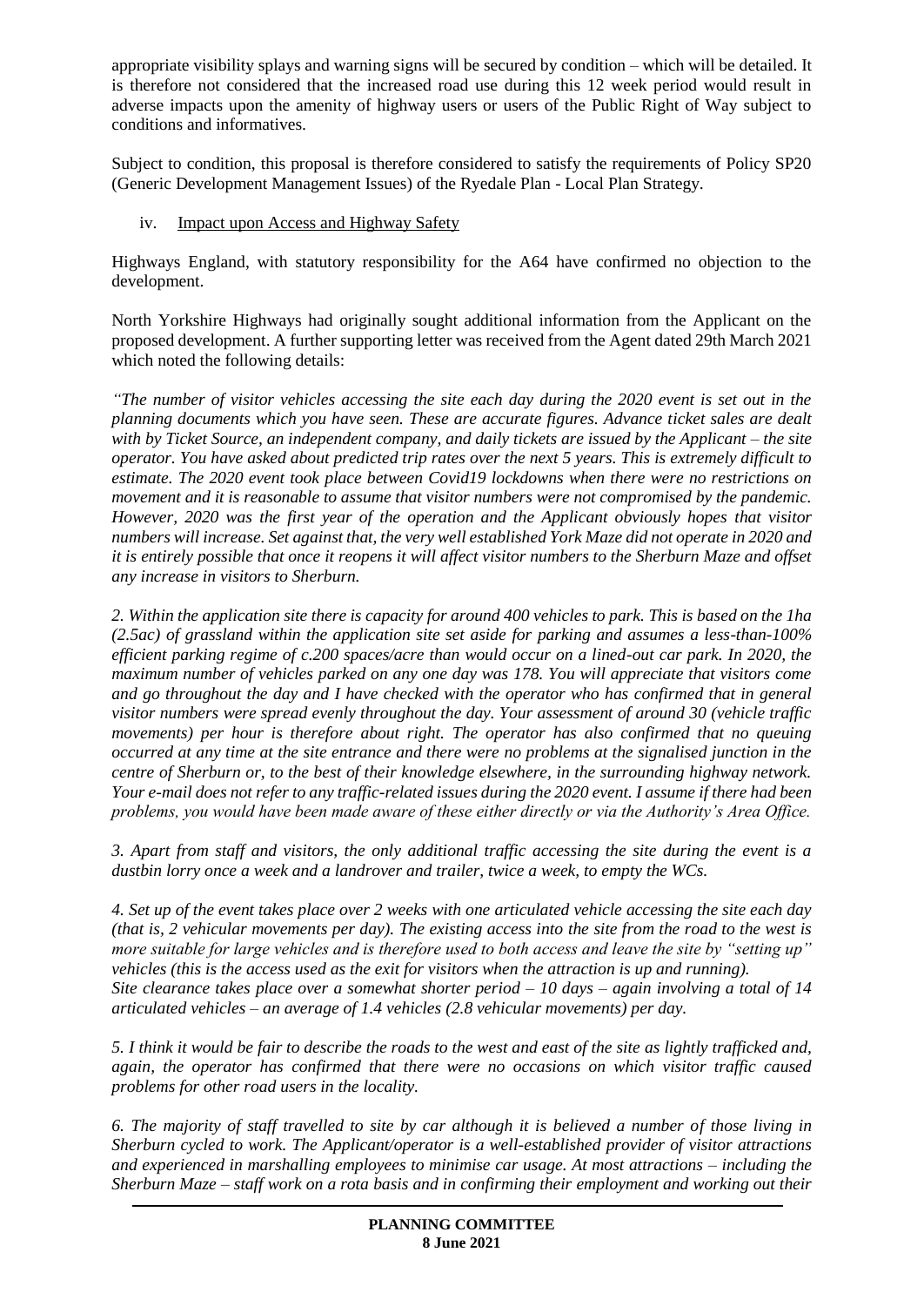appropriate visibility splays and warning signs will be secured by condition – which will be detailed. It is therefore not considered that the increased road use during this 12 week period would result in adverse impacts upon the amenity of highway users or users of the Public Right of Way subject to conditions and informatives.

Subject to condition, this proposal is therefore considered to satisfy the requirements of Policy SP20 (Generic Development Management Issues) of the Ryedale Plan - Local Plan Strategy.

iv. Impact upon Access and Highway Safety

Highways England, with statutory responsibility for the A64 have confirmed no objection to the development.

North Yorkshire Highways had originally sought additional information from the Applicant on the proposed development. A further supporting letter was received from the Agent dated 29th March 2021 which noted the following details:

*"The number of visitor vehicles accessing the site each day during the 2020 event is set out in the planning documents which you have seen. These are accurate figures. Advance ticket sales are dealt with by Ticket Source, an independent company, and daily tickets are issued by the Applicant – the site operator. You have asked about predicted trip rates over the next 5 years. This is extremely difficult to estimate. The 2020 event took place between Covid19 lockdowns when there were no restrictions on movement and it is reasonable to assume that visitor numbers were not compromised by the pandemic. However, 2020 was the first year of the operation and the Applicant obviously hopes that visitor numbers will increase. Set against that, the very well established York Maze did not operate in 2020 and it is entirely possible that once it reopens it will affect visitor numbers to the Sherburn Maze and offset any increase in visitors to Sherburn.*

*2. Within the application site there is capacity for around 400 vehicles to park. This is based on the 1ha (2.5ac) of grassland within the application site set aside for parking and assumes a less-than-100% efficient parking regime of c.200 spaces/acre than would occur on a lined-out car park. In 2020, the maximum number of vehicles parked on any one day was 178. You will appreciate that visitors come and go throughout the day and I have checked with the operator who has confirmed that in general visitor numbers were spread evenly throughout the day. Your assessment of around 30 (vehicle traffic movements) per hour is therefore about right. The operator has also confirmed that no queuing occurred at any time at the site entrance and there were no problems at the signalised junction in the centre of Sherburn or, to the best of their knowledge elsewhere, in the surrounding highway network. Your e-mail does not refer to any traffic-related issues during the 2020 event. I assume if there had been problems, you would have been made aware of these either directly or via the Authority's Area Office.*

*3. Apart from staff and visitors, the only additional traffic accessing the site during the event is a dustbin lorry once a week and a landrover and trailer, twice a week, to empty the WCs.*

*4. Set up of the event takes place over 2 weeks with one articulated vehicle accessing the site each day (that is, 2 vehicular movements per day). The existing access into the site from the road to the west is more suitable for large vehicles and is therefore used to both access and leave the site by "setting up" vehicles (this is the access used as the exit for visitors when the attraction is up and running).*
*Site clearance takes place over a somewhat shorter period – 10 days – again involving a total of 14 articulated vehicles – an average of 1.4 vehicles (2.8 vehicular movements) per day.*

*5. I think it would be fair to describe the roads to the west and east of the site as lightly trafficked and, again, the operator has confirmed that there were no occasions on which visitor traffic caused problems for other road users in the locality.*

*6. The majority of staff travelled to site by car although it is believed a number of those living in Sherburn cycled to work. The Applicant/operator is a well-established provider of visitor attractions and experienced in marshalling employees to minimise car usage. At most attractions – including the Sherburn Maze – staff work on a rota basis and in confirming their employment and working out their*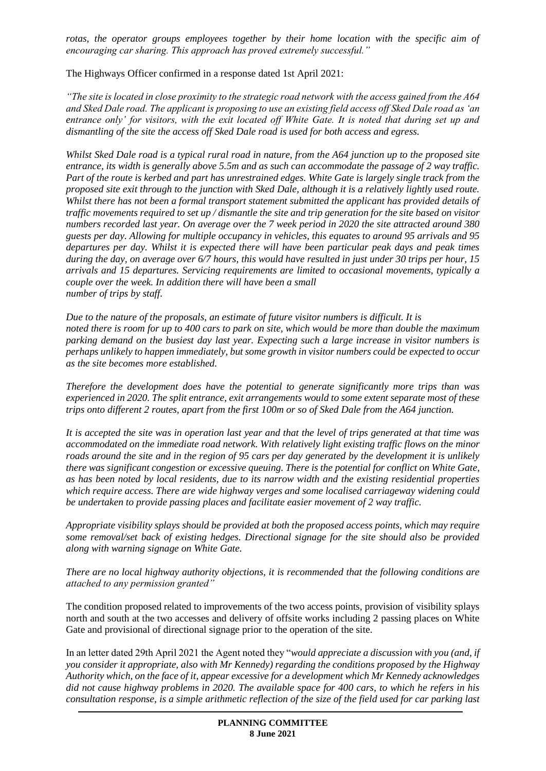*rotas, the operator groups employees together by their home location with the specific aim of encouraging car sharing. This approach has proved extremely successful."*

The Highways Officer confirmed in a response dated 1st April 2021:

*"The site is located in close proximity to the strategic road network with the access gained from the A64 and Sked Dale road. The applicant is proposing to use an existing field access off Sked Dale road as 'an entrance only' for visitors, with the exit located off White Gate. It is noted that during set up and dismantling of the site the access off Sked Dale road is used for both access and egress.*

*Whilst Sked Dale road is a typical rural road in nature, from the A64 junction up to the proposed site entrance, its width is generally above 5.5m and as such can accommodate the passage of 2 way traffic. Part of the route is kerbed and part has unrestrained edges. White Gate is largely single track from the proposed site exit through to the junction with Sked Dale, although it is a relatively lightly used route. Whilst there has not been a formal transport statement submitted the applicant has provided details of traffic movements required to set up / dismantle the site and trip generation for the site based on visitor numbers recorded last year. On average over the 7 week period in 2020 the site attracted around 380 guests per day. Allowing for multiple occupancy in vehicles, this equates to around 95 arrivals and 95 departures per day. Whilst it is expected there will have been particular peak days and peak times during the day, on average over 6/7 hours, this would have resulted in just under 30 trips per hour, 15 arrivals and 15 departures. Servicing requirements are limited to occasional movements, typically a couple over the week. In addition there will have been a small number of trips by staff.*

*Due to the nature of the proposals, an estimate of future visitor numbers is difficult. It is noted there is room for up to 400 cars to park on site, which would be more than double the maximum parking demand on the busiest day last year. Expecting such a large increase in visitor numbers is perhaps unlikely to happen immediately, but some growth in visitor numbers could be expected to occur as the site becomes more established.*

*Therefore the development does have the potential to generate significantly more trips than was experienced in 2020. The split entrance, exit arrangements would to some extent separate most of these trips onto different 2 routes, apart from the first 100m or so of Sked Dale from the A64 junction.*

*It is accepted the site was in operation last year and that the level of trips generated at that time was accommodated on the immediate road network. With relatively light existing traffic flows on the minor roads around the site and in the region of 95 cars per day generated by the development it is unlikely there was significant congestion or excessive queuing. There is the potential for conflict on White Gate, as has been noted by local residents, due to its narrow width and the existing residential properties which require access. There are wide highway verges and some localised carriageway widening could be undertaken to provide passing places and facilitate easier movement of 2 way traffic.*

*Appropriate visibility splays should be provided at both the proposed access points, which may require some removal/set back of existing hedges. Directional signage for the site should also be provided along with warning signage on White Gate.*

*There are no local highway authority objections, it is recommended that the following conditions are attached to any permission granted"*

The condition proposed related to improvements of the two access points, provision of visibility splays north and south at the two accesses and delivery of offsite works including 2 passing places on White Gate and provisional of directional signage prior to the operation of the site.

In an letter dated 29th April 2021 the Agent noted they "*would appreciate a discussion with you (and, if you consider it appropriate, also with Mr Kennedy) regarding the conditions proposed by the Highway Authority which, on the face of it, appear excessive for a development which Mr Kennedy acknowledges did not cause highway problems in 2020. The available space for 400 cars, to which he refers in his consultation response, is a simple arithmetic reflection of the size of the field used for car parking last*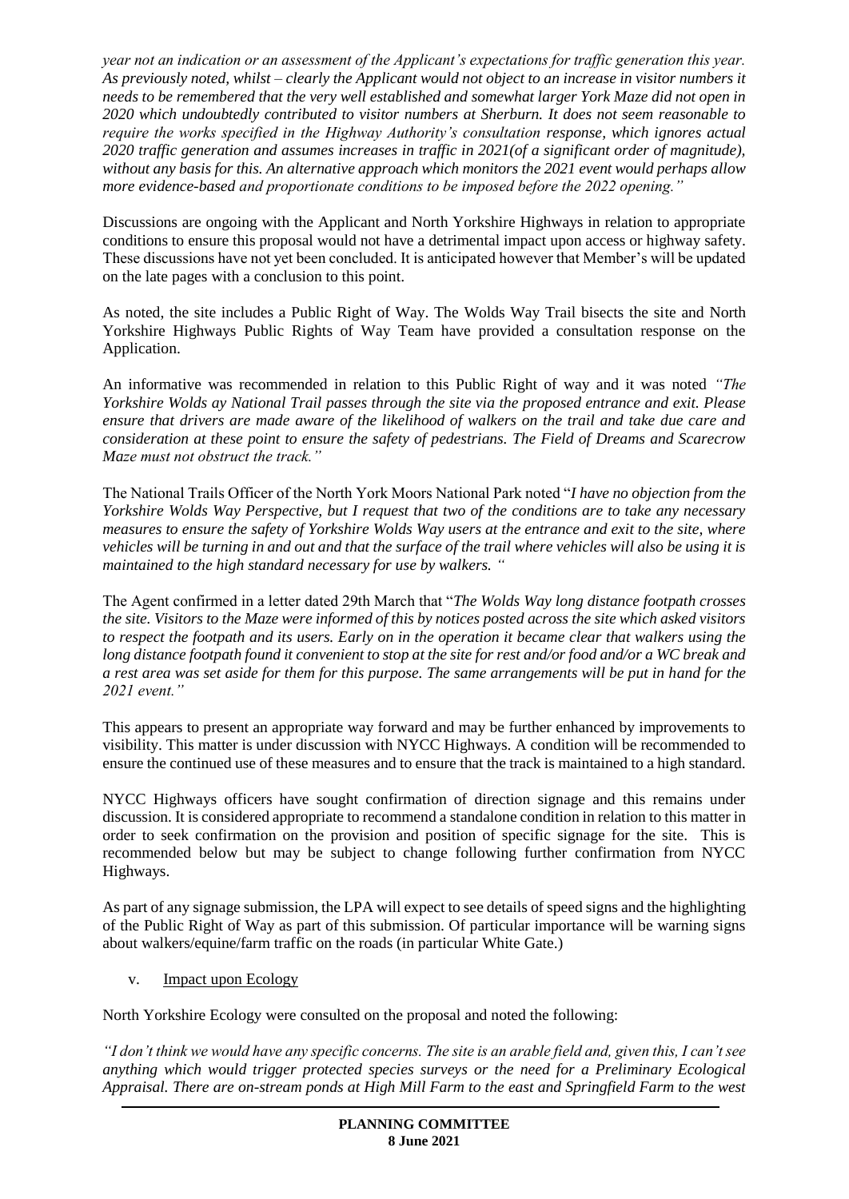*year not an indication or an assessment of the Applicant's expectations for traffic generation this year. As previously noted, whilst – clearly the Applicant would not object to an increase in visitor numbers it needs to be remembered that the very well established and somewhat larger York Maze did not open in 2020 which undoubtedly contributed to visitor numbers at Sherburn. It does not seem reasonable to require the works specified in the Highway Authority's consultation response, which ignores actual 2020 traffic generation and assumes increases in traffic in 2021(of a significant order of magnitude), without any basis for this. An alternative approach which monitors the 2021 event would perhaps allow more evidence-based and proportionate conditions to be imposed before the 2022 opening."*

Discussions are ongoing with the Applicant and North Yorkshire Highways in relation to appropriate conditions to ensure this proposal would not have a detrimental impact upon access or highway safety. These discussions have not yet been concluded. It is anticipated however that Member's will be updated on the late pages with a conclusion to this point.

As noted, the site includes a Public Right of Way. The Wolds Way Trail bisects the site and North Yorkshire Highways Public Rights of Way Team have provided a consultation response on the Application.

An informative was recommended in relation to this Public Right of way and it was noted *"The Yorkshire Wolds ay National Trail passes through the site via the proposed entrance and exit. Please ensure that drivers are made aware of the likelihood of walkers on the trail and take due care and consideration at these point to ensure the safety of pedestrians. The Field of Dreams and Scarecrow Maze must not obstruct the track."*

The National Trails Officer of the North York Moors National Park noted "*I have no objection from the Yorkshire Wolds Way Perspective, but I request that two of the conditions are to take any necessary measures to ensure the safety of Yorkshire Wolds Way users at the entrance and exit to the site, where vehicles will be turning in and out and that the surface of the trail where vehicles will also be using it is maintained to the high standard necessary for use by walkers. "*

The Agent confirmed in a letter dated 29th March that "*The Wolds Way long distance footpath crosses the site. Visitors to the Maze were informed of this by notices posted across the site which asked visitors to respect the footpath and its users. Early on in the operation it became clear that walkers using the long distance footpath found it convenient to stop at the site for rest and/or food and/or a WC break and a rest area was set aside for them for this purpose. The same arrangements will be put in hand for the 2021 event."*

This appears to present an appropriate way forward and may be further enhanced by improvements to visibility. This matter is under discussion with NYCC Highways. A condition will be recommended to ensure the continued use of these measures and to ensure that the track is maintained to a high standard.

NYCC Highways officers have sought confirmation of direction signage and this remains under discussion. It is considered appropriate to recommend a standalone condition in relation to this matter in order to seek confirmation on the provision and position of specific signage for the site. This is recommended below but may be subject to change following further confirmation from NYCC Highways.

As part of any signage submission, the LPA will expect to see details of speed signs and the highlighting of the Public Right of Way as part of this submission. Of particular importance will be warning signs about walkers/equine/farm traffic on the roads (in particular White Gate.)

v. Impact upon Ecology

North Yorkshire Ecology were consulted on the proposal and noted the following:

*"I don't think we would have any specific concerns. The site is an arable field and, given this, I can't see anything which would trigger protected species surveys or the need for a Preliminary Ecological Appraisal. There are on-stream ponds at High Mill Farm to the east and Springfield Farm to the west*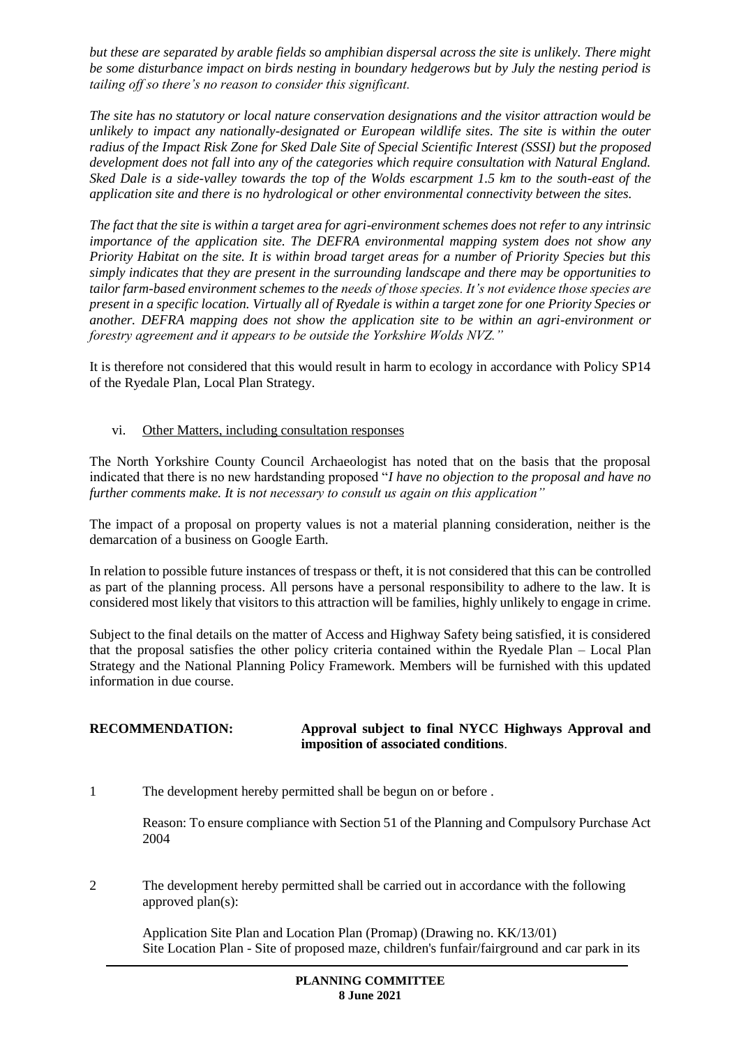*but these are separated by arable fields so amphibian dispersal across the site is unlikely. There might be some disturbance impact on birds nesting in boundary hedgerows but by July the nesting period is tailing off so there's no reason to consider this significant.*

*The site has no statutory or local nature conservation designations and the visitor attraction would be unlikely to impact any nationally-designated or European wildlife sites. The site is within the outer radius of the Impact Risk Zone for Sked Dale Site of Special Scientific Interest (SSSI) but the proposed development does not fall into any of the categories which require consultation with Natural England. Sked Dale is a side-valley towards the top of the Wolds escarpment 1.5 km to the south-east of the application site and there is no hydrological or other environmental connectivity between the sites.*

*The fact that the site is within a target area for agri-environment schemes does not refer to any intrinsic importance of the application site. The DEFRA environmental mapping system does not show any Priority Habitat on the site. It is within broad target areas for a number of Priority Species but this simply indicates that they are present in the surrounding landscape and there may be opportunities to tailor farm-based environment schemes to the needs of those species. It's not evidence those species are present in a specific location. Virtually all of Ryedale is within a target zone for one Priority Species or another. DEFRA mapping does not show the application site to be within an agri-environment or forestry agreement and it appears to be outside the Yorkshire Wolds NVZ."*

It is therefore not considered that this would result in harm to ecology in accordance with Policy SP14 of the Ryedale Plan, Local Plan Strategy.

vi. Other Matters, including consultation responses

The North Yorkshire County Council Archaeologist has noted that on the basis that the proposal indicated that there is no new hardstanding proposed "*I have no objection to the proposal and have no further comments make. It is not necessary to consult us again on this application"*

The impact of a proposal on property values is not a material planning consideration, neither is the demarcation of a business on Google Earth.

In relation to possible future instances of trespass or theft, it is not considered that this can be controlled as part of the planning process. All persons have a personal responsibility to adhere to the law. It is considered most likely that visitors to this attraction will be families, highly unlikely to engage in crime.

Subject to the final details on the matter of Access and Highway Safety being satisfied, it is considered that the proposal satisfies the other policy criteria contained within the Ryedale Plan – Local Plan Strategy and the National Planning Policy Framework. Members will be furnished with this updated information in due course.

**RECOMMENDATION: Approval subject to final NYCC Highways Approval and imposition of associated conditions**.

1 The development hereby permitted shall be begun on or before .

Reason: To ensure compliance with Section 51 of the Planning and Compulsory Purchase Act 2004

2 The development hereby permitted shall be carried out in accordance with the following approved plan(s):

Application Site Plan and Location Plan (Promap) (Drawing no. KK/13/01)
Site Location Plan - Site of proposed maze, children's funfair/fairground and car park in its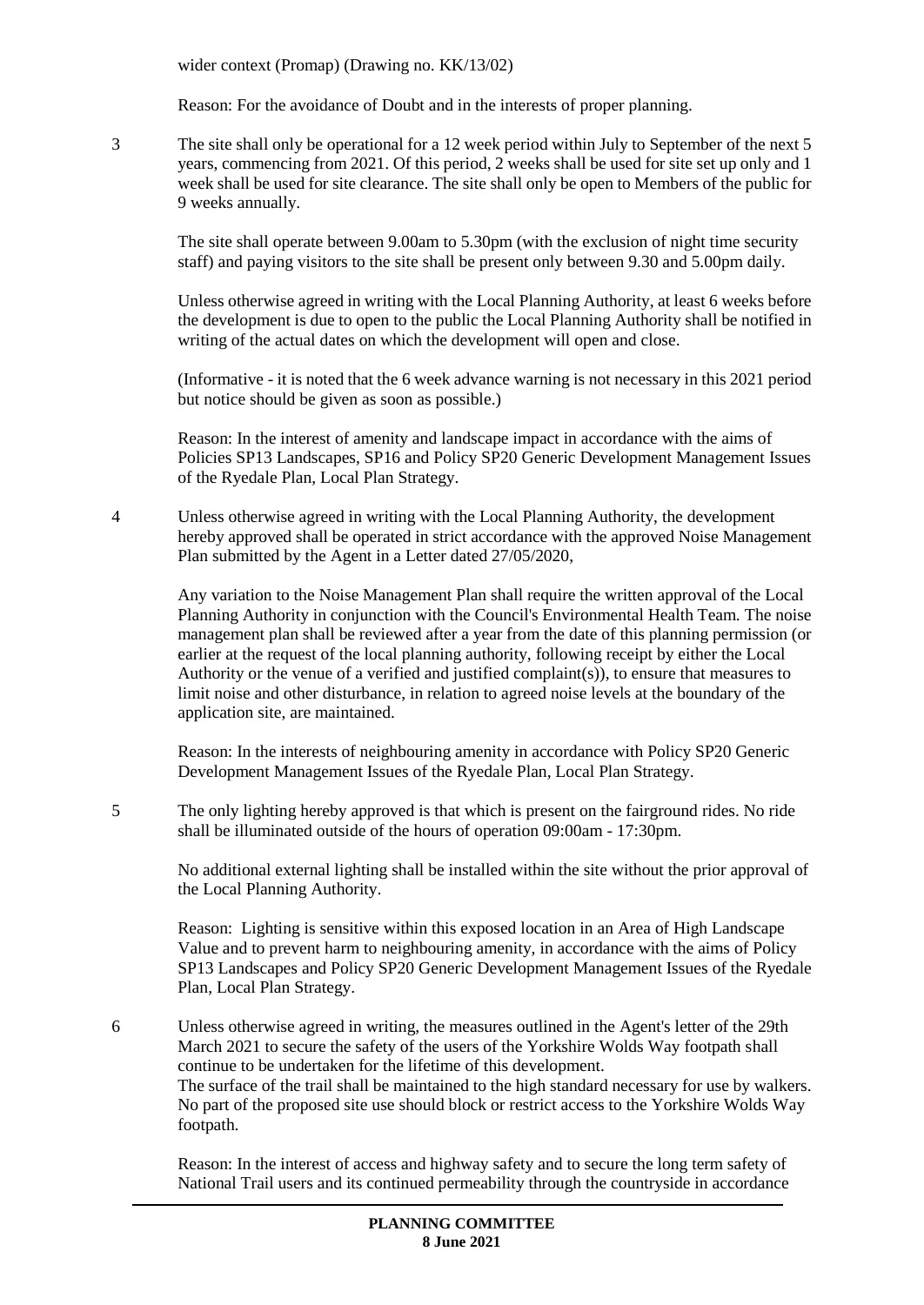wider context (Promap) (Drawing no. KK/13/02)

Reason: For the avoidance of Doubt and in the interests of proper planning.

3 The site shall only be operational for a 12 week period within July to September of the next 5 years, commencing from 2021. Of this period, 2 weeks shall be used for site set up only and 1 week shall be used for site clearance. The site shall only be open to Members of the public for 9 weeks annually.

The site shall operate between 9.00am to 5.30pm (with the exclusion of night time security staff) and paying visitors to the site shall be present only between 9.30 and 5.00pm daily.

Unless otherwise agreed in writing with the Local Planning Authority, at least 6 weeks before the development is due to open to the public the Local Planning Authority shall be notified in writing of the actual dates on which the development will open and close.

(Informative - it is noted that the 6 week advance warning is not necessary in this 2021 period but notice should be given as soon as possible.)

Reason: In the interest of amenity and landscape impact in accordance with the aims of Policies SP13 Landscapes, SP16 and Policy SP20 Generic Development Management Issues of the Ryedale Plan, Local Plan Strategy.

4 Unless otherwise agreed in writing with the Local Planning Authority, the development hereby approved shall be operated in strict accordance with the approved Noise Management Plan submitted by the Agent in a Letter dated 27/05/2020,

Any variation to the Noise Management Plan shall require the written approval of the Local Planning Authority in conjunction with the Council's Environmental Health Team. The noise management plan shall be reviewed after a year from the date of this planning permission (or earlier at the request of the local planning authority, following receipt by either the Local Authority or the venue of a verified and justified complaint(s)), to ensure that measures to limit noise and other disturbance, in relation to agreed noise levels at the boundary of the application site, are maintained.

Reason: In the interests of neighbouring amenity in accordance with Policy SP20 Generic Development Management Issues of the Ryedale Plan, Local Plan Strategy.

5 The only lighting hereby approved is that which is present on the fairground rides. No ride shall be illuminated outside of the hours of operation 09:00am - 17:30pm.

No additional external lighting shall be installed within the site without the prior approval of the Local Planning Authority.

Reason: Lighting is sensitive within this exposed location in an Area of High Landscape Value and to prevent harm to neighbouring amenity, in accordance with the aims of Policy SP13 Landscapes and Policy SP20 Generic Development Management Issues of the Ryedale Plan, Local Plan Strategy.

6 Unless otherwise agreed in writing, the measures outlined in the Agent's letter of the 29th March 2021 to secure the safety of the users of the Yorkshire Wolds Way footpath shall continue to be undertaken for the lifetime of this development.
The surface of the trail shall be maintained to the high standard necessary for use by walkers. No part of the proposed site use should block or restrict access to the Yorkshire Wolds Way footpath.

Reason: In the interest of access and highway safety and to secure the long term safety of National Trail users and its continued permeability through the countryside in accordance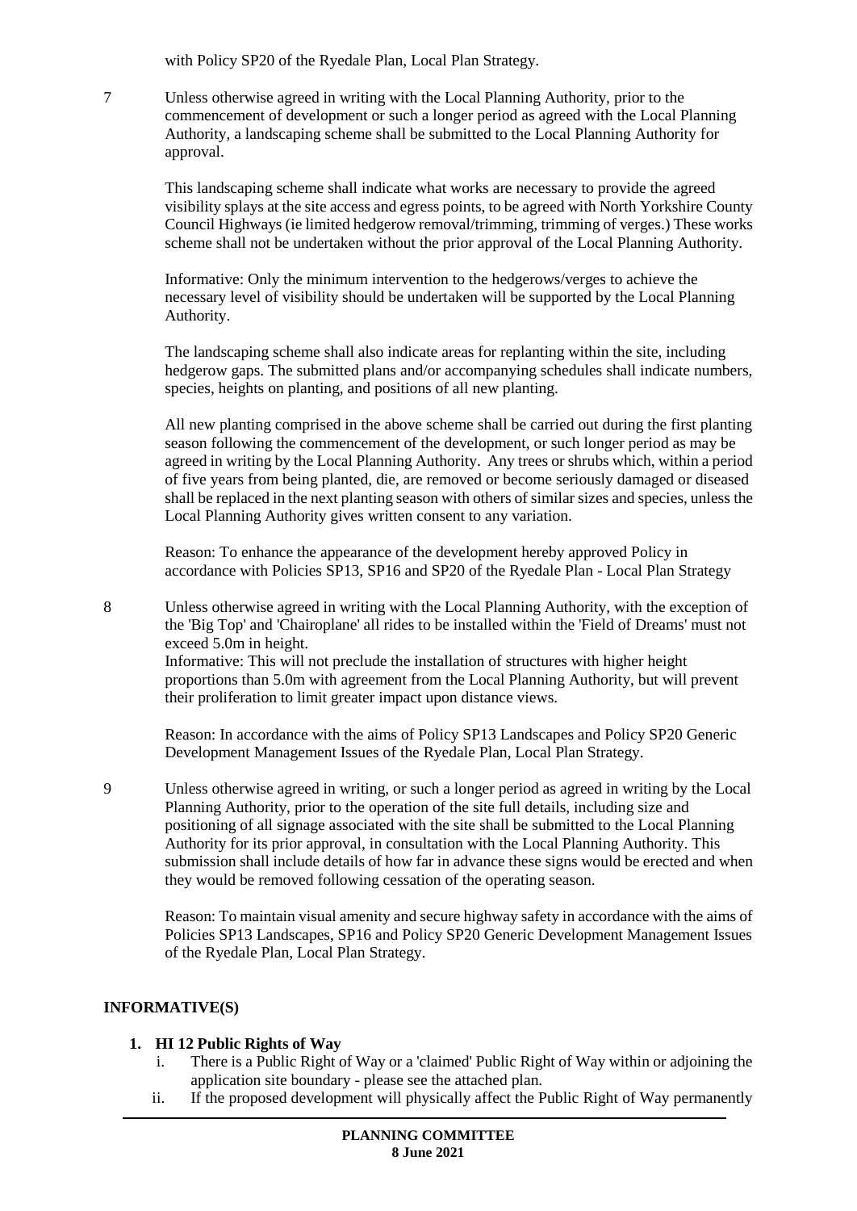with Policy SP20 of the Ryedale Plan, Local Plan Strategy.

7 Unless otherwise agreed in writing with the Local Planning Authority, prior to the commencement of development or such a longer period as agreed with the Local Planning Authority, a landscaping scheme shall be submitted to the Local Planning Authority for approval.

This landscaping scheme shall indicate what works are necessary to provide the agreed visibility splays at the site access and egress points, to be agreed with North Yorkshire County Council Highways (ie limited hedgerow removal/trimming, trimming of verges.) These works scheme shall not be undertaken without the prior approval of the Local Planning Authority.

Informative: Only the minimum intervention to the hedgerows/verges to achieve the necessary level of visibility should be undertaken will be supported by the Local Planning Authority.

The landscaping scheme shall also indicate areas for replanting within the site, including hedgerow gaps. The submitted plans and/or accompanying schedules shall indicate numbers, species, heights on planting, and positions of all new planting.

All new planting comprised in the above scheme shall be carried out during the first planting season following the commencement of the development, or such longer period as may be agreed in writing by the Local Planning Authority. Any trees or shrubs which, within a period of five years from being planted, die, are removed or become seriously damaged or diseased shall be replaced in the next planting season with others of similar sizes and species, unless the Local Planning Authority gives written consent to any variation.

Reason: To enhance the appearance of the development hereby approved Policy in accordance with Policies SP13, SP16 and SP20 of the Ryedale Plan - Local Plan Strategy

8 Unless otherwise agreed in writing with the Local Planning Authority, with the exception of the 'Big Top' and 'Chairoplane' all rides to be installed within the 'Field of Dreams' must not exceed 5.0m in height.
Informative: This will not preclude the installation of structures with higher height proportions than 5.0m with agreement from the Local Planning Authority, but will prevent their proliferation to limit greater impact upon distance views.

Reason: In accordance with the aims of Policy SP13 Landscapes and Policy SP20 Generic Development Management Issues of the Ryedale Plan, Local Plan Strategy.

9 Unless otherwise agreed in writing, or such a longer period as agreed in writing by the Local Planning Authority, prior to the operation of the site full details, including size and positioning of all signage associated with the site shall be submitted to the Local Planning Authority for its prior approval, in consultation with the Local Planning Authority. This submission shall include details of how far in advance these signs would be erected and when they would be removed following cessation of the operating season.

Reason: To maintain visual amenity and secure highway safety in accordance with the aims of Policies SP13 Landscapes, SP16 and Policy SP20 Generic Development Management Issues of the Ryedale Plan, Local Plan Strategy.

**INFORMATIVE(S)**

1. **HI 12 Public Rights of Way**
   i. There is a Public Right of Way or a 'claimed' Public Right of Way within or adjoining the application site boundary - please see the attached plan.
   ii. If the proposed development will physically affect the Public Right of Way permanently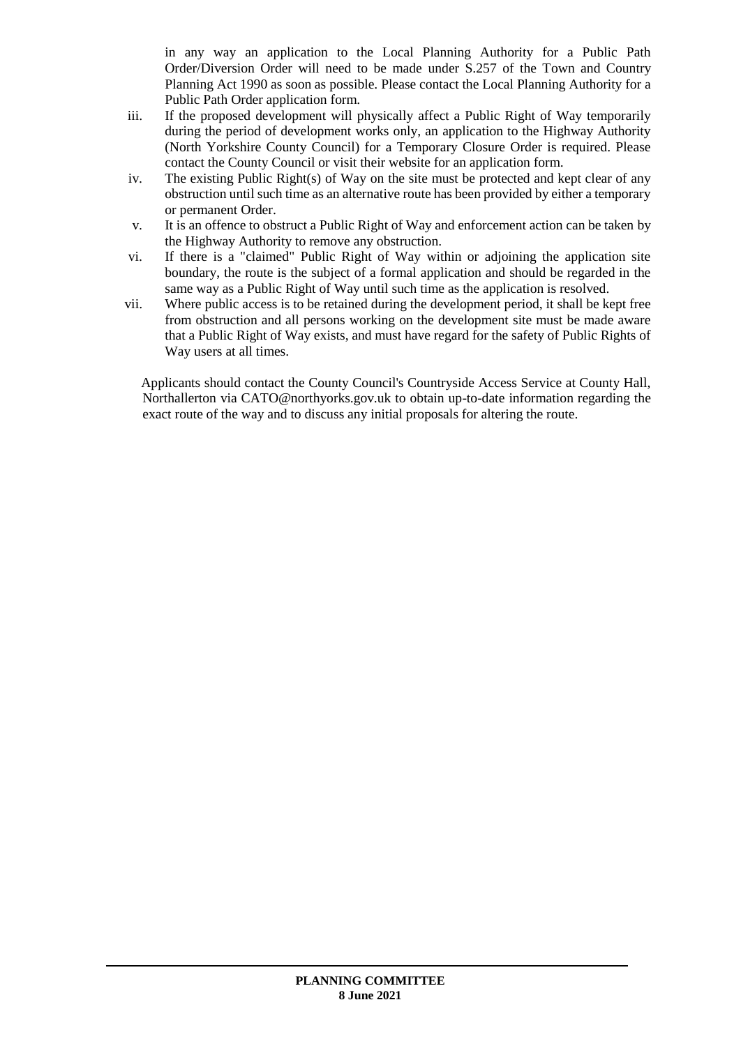in any way an application to the Local Planning Authority for a Public Path Order/Diversion Order will need to be made under S.257 of the Town and Country Planning Act 1990 as soon as possible. Please contact the Local Planning Authority for a Public Path Order application form.

iii. If the proposed development will physically affect a Public Right of Way temporarily during the period of development works only, an application to the Highway Authority (North Yorkshire County Council) for a Temporary Closure Order is required. Please contact the County Council or visit their website for an application form.

iv. The existing Public Right(s) of Way on the site must be protected and kept clear of any obstruction until such time as an alternative route has been provided by either a temporary or permanent Order.

v. It is an offence to obstruct a Public Right of Way and enforcement action can be taken by the Highway Authority to remove any obstruction.

vi. If there is a "claimed" Public Right of Way within or adjoining the application site boundary, the route is the subject of a formal application and should be regarded in the same way as a Public Right of Way until such time as the application is resolved.

vii. Where public access is to be retained during the development period, it shall be kept free from obstruction and all persons working on the development site must be made aware that a Public Right of Way exists, and must have regard for the safety of Public Rights of Way users at all times.

Applicants should contact the County Council's Countryside Access Service at County Hall, Northallerton via CATO@northyorks.gov.uk to obtain up-to-date information regarding the exact route of the way and to discuss any initial proposals for altering the route.